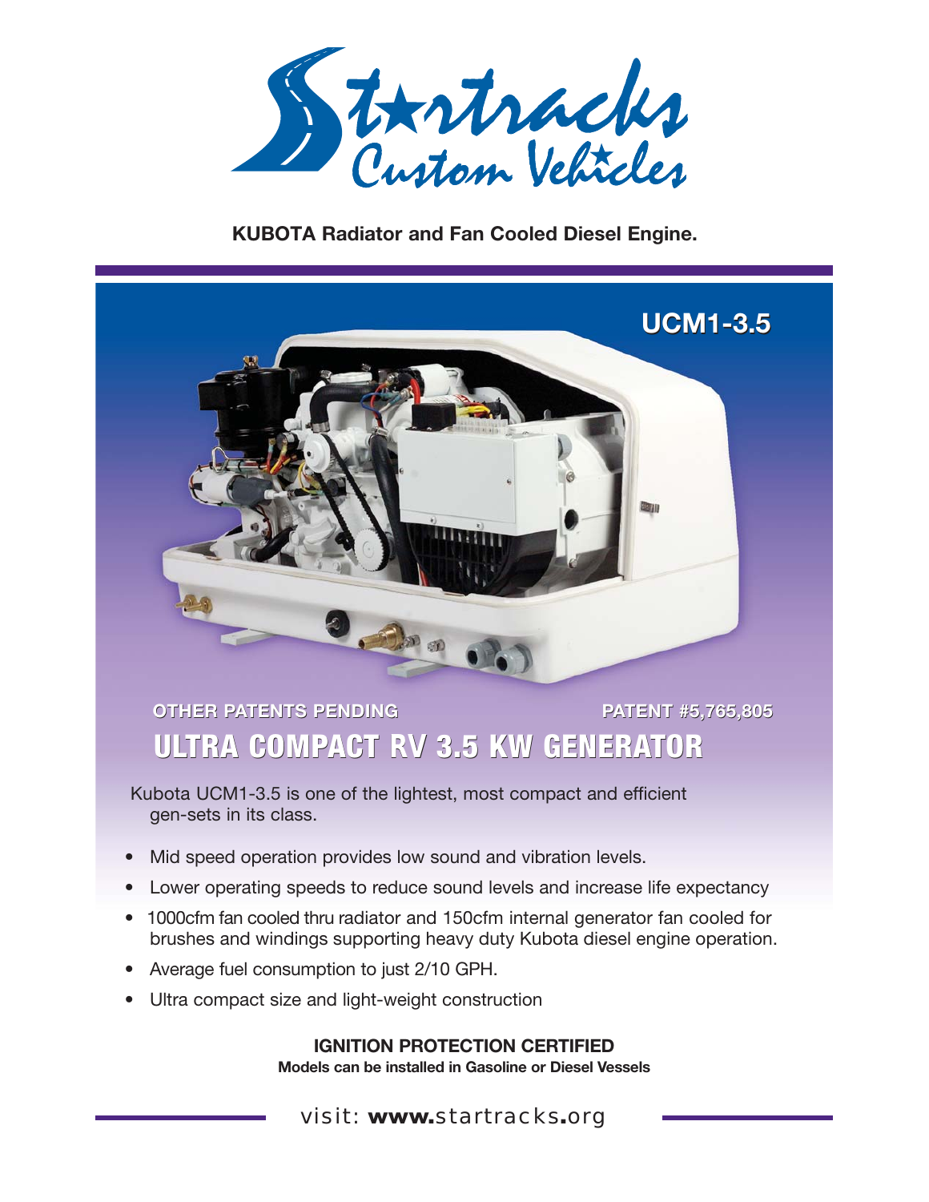# Startracks Custom Vehicles

**KUBOTA Radiator and Fan Cooled Diesel Engine.**

**UCM1-3.5**

**OTHER PATENTS PENDING** **PATENT #5,765,805**

## ULTRA COMPACT RV 3.5 KW GENERATOR

Kubota UCM1-3.5 is one of the lightest, most compact and efficient gen-sets in its class.

- Mid speed operation provides low sound and vibration levels.
- Lower operating speeds to reduce sound levels and increase life expectancy
- 1000cfm fan cooled thru radiator and 150cfm internal generator fan cooled for brushes and windings supporting heavy duty Kubota diesel engine operation.
- Average fuel consumption to just 2/10 GPH.
- Ultra compact size and light-weight construction

**IGNITION PROTECTION CERTIFIED**
**Models can be installed in Gasoline or Diesel Vessels**

visit: **www.**startracks**.**org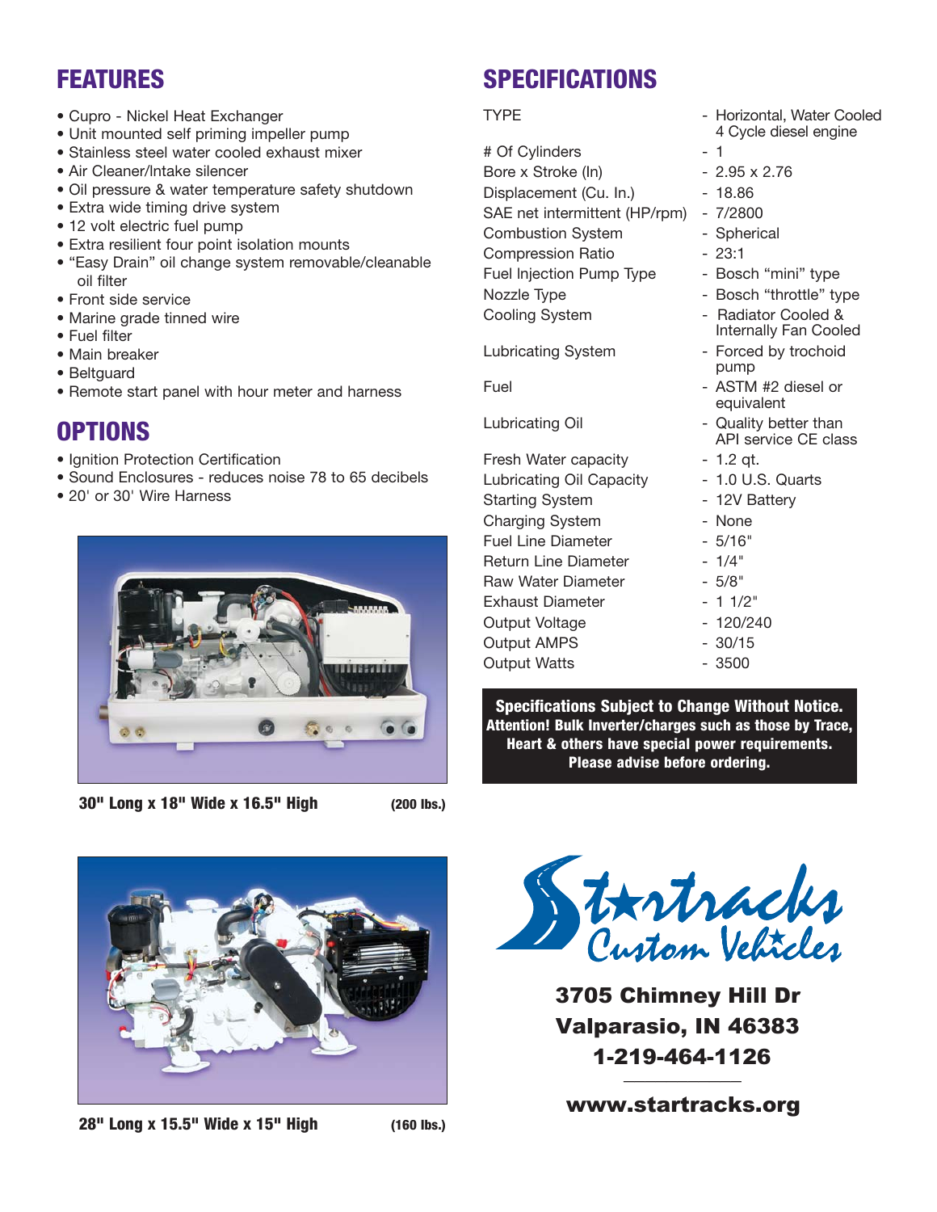## FEATURES

- Cupro - Nickel Heat Exchanger
- Unit mounted self priming impeller pump
- Stainless steel water cooled exhaust mixer
- Air Cleaner/Intake silencer
- Oil pressure & water temperature safety shutdown
- Extra wide timing drive system
- 12 volt electric fuel pump
- Extra resilient four point isolation mounts
- "Easy Drain" oil change system removable/cleanable oil filter
- Front side service
- Marine grade tinned wire
- Fuel filter
- Main breaker
- Beltguard
- Remote start panel with hour meter and harness

## OPTIONS

- Ignition Protection Certification
- Sound Enclosures - reduces noise 78 to 65 decibels
- 20' or 30' Wire Harness

**30" Long x 18" Wide x 16.5" High** **(200 lbs.)**

**28" Long x 15.5" Wide x 15" High** **(160 lbs.)**

## SPECIFICATIONS

| | |
|---|---|
| TYPE | - Horizontal, Water Cooled 4 Cycle diesel engine |
| # Of Cylinders | - 1 |
| Bore x Stroke (In) | - 2.95 x 2.76 |
| Displacement (Cu. In.) | - 18.86 |
| SAE net intermittent (HP/rpm) | - 7/2800 |
| Combustion System | - Spherical |
| Compression Ratio | - 23:1 |
| Fuel Injection Pump Type | - Bosch "mini" type |
| Nozzle Type | - Bosch "throttle" type |
| Cooling System | - Radiator Cooled & Internally Fan Cooled |
| Lubricating System | - Forced by trochoid pump |
| Fuel | - ASTM #2 diesel or equivalent |
| Lubricating Oil | - Quality better than API service CE class |
| Fresh Water capacity | - 1.2 qt. |
| Lubricating Oil Capacity | - 1.0 U.S. Quarts |
| Starting System | - 12V Battery |
| Charging System | - None |
| Fuel Line Diameter | - 5/16" |
| Return Line Diameter | - 1/4" |
| Raw Water Diameter | - 5/8" |
| Exhaust Diameter | - 1 1/2" |
| Output Voltage | - 120/240 |
| Output AMPS | - 30/15 |
| Output Watts | - 3500 |

**Specifications Subject to Change Without Notice.**
**Attention! Bulk Inverter/charges such as those by Trace, Heart & others have special power requirements. Please advise before ordering.**

Startracks Custom Vehicles

**3705 Chimney Hill Dr**
**Valparasio, IN 46383**
**1-219-464-1126**

**www.startracks.org**